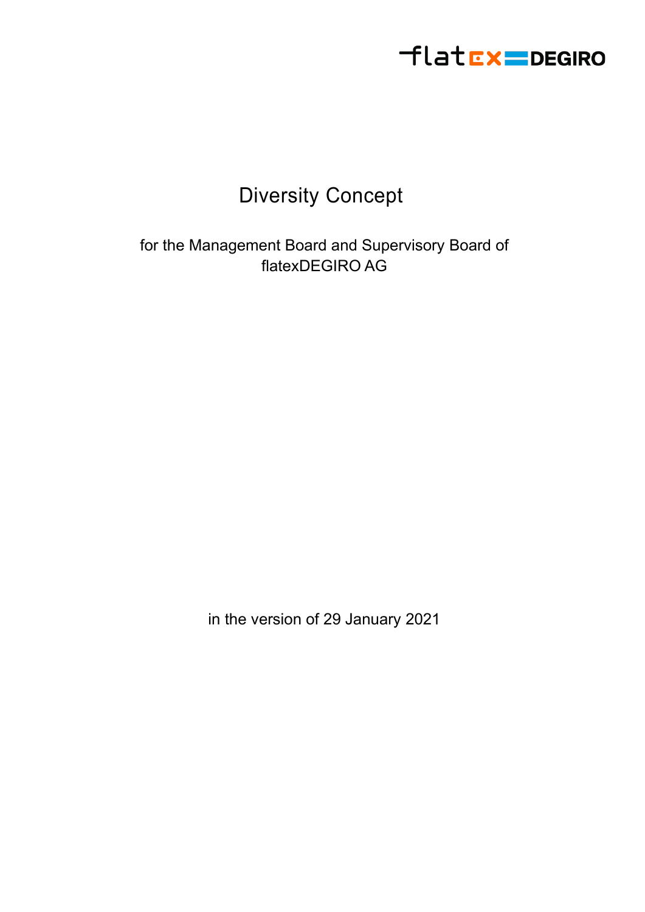flatexDEGIRO

# Diversity Concept

for the Management Board and Supervisory Board of flatexDEGIRO AG

in the version of 29 January 2021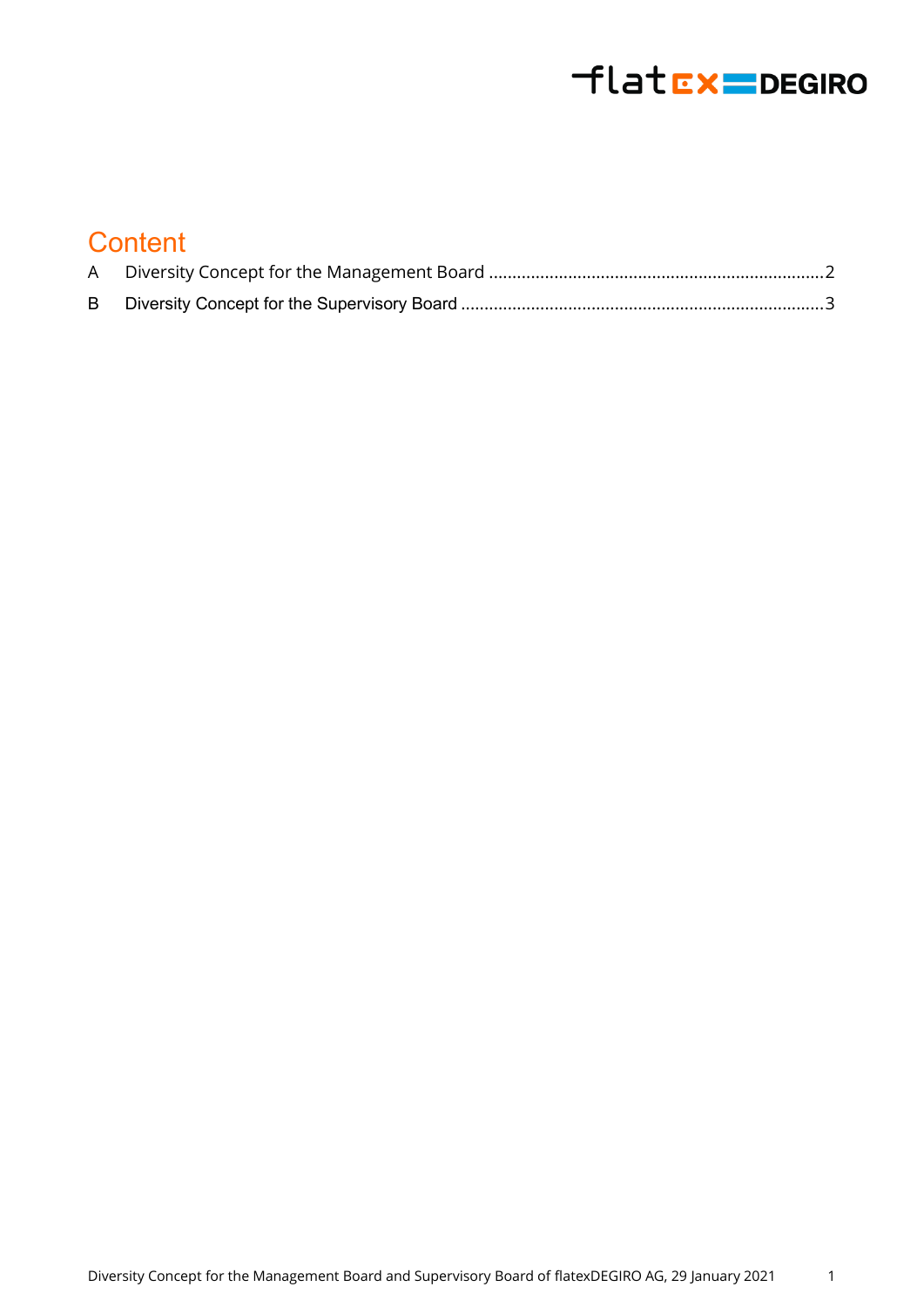# Content

A Diversity Concept for the Management Board ....................................................................2

B Diversity Concept for the Supervisory Board ...........................................................................3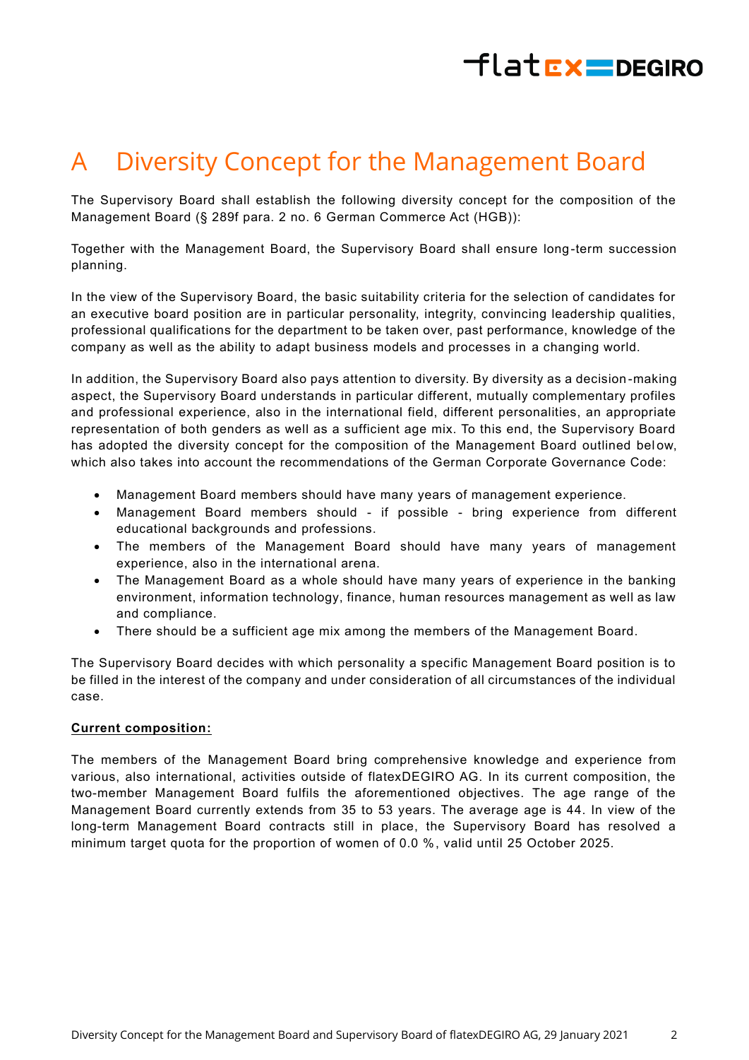# A Diversity Concept for the Management Board

The Supervisory Board shall establish the following diversity concept for the composition of the Management Board (§ 289f para. 2 no. 6 German Commerce Act (HGB)):

Together with the Management Board, the Supervisory Board shall ensure long-term succession planning.

In the view of the Supervisory Board, the basic suitability criteria for the selection of candidates for an executive board position are in particular personality, integrity, convincing leadership qualities, professional qualifications for the department to be taken over, past performance, knowledge of the company as well as the ability to adapt business models and processes in a changing world.

In addition, the Supervisory Board also pays attention to diversity. By diversity as a decision-making aspect, the Supervisory Board understands in particular different, mutually complementary profiles and professional experience, also in the international field, different personalities, an appropriate representation of both genders as well as a sufficient age mix. To this end, the Supervisory Board has adopted the diversity concept for the composition of the Management Board outlined below, which also takes into account the recommendations of the German Corporate Governance Code:

- Management Board members should have many years of management experience.
- Management Board members should - if possible - bring experience from different educational backgrounds and professions.
- The members of the Management Board should have many years of management experience, also in the international arena.
- The Management Board as a whole should have many years of experience in the banking environment, information technology, finance, human resources management as well as law and compliance.
- There should be a sufficient age mix among the members of the Management Board.

The Supervisory Board decides with which personality a specific Management Board position is to be filled in the interest of the company and under consideration of all circumstances of the individual case.

**Current composition:**

The members of the Management Board bring comprehensive knowledge and experience from various, also international, activities outside of flatexDEGIRO AG. In its current composition, the two-member Management Board fulfils the aforementioned objectives. The age range of the Management Board currently extends from 35 to 53 years. The average age is 44. In view of the long-term Management Board contracts still in place, the Supervisory Board has resolved a minimum target quota for the proportion of women of 0.0 %, valid until 25 October 2025.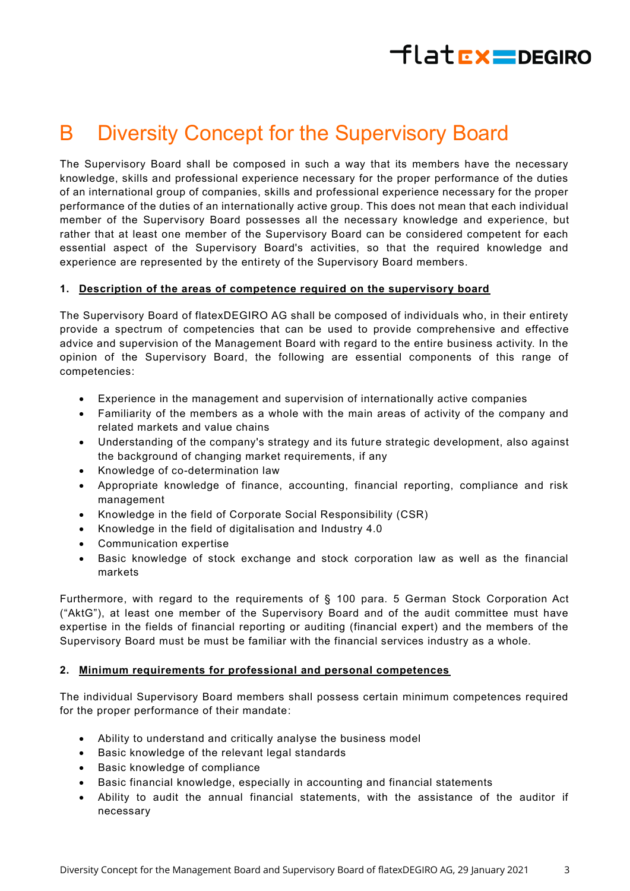# B Diversity Concept for the Supervisory Board

The Supervisory Board shall be composed in such a way that its members have the necessary knowledge, skills and professional experience necessary for the proper performance of the duties of an international group of companies, skills and professional experience necessary for the proper performance of the duties of an internationally active group. This does not mean that each individual member of the Supervisory Board possesses all the necessary knowledge and experience, but rather that at least one member of the Supervisory Board can be considered competent for each essential aspect of the Supervisory Board's activities, so that the required knowledge and experience are represented by the entirety of the Supervisory Board members.

**1. <u>Description of the areas of competence required on the supervisory board</u>**

The Supervisory Board of flatexDEGIRO AG shall be composed of individuals who, in their entirety provide a spectrum of competencies that can be used to provide comprehensive and effective advice and supervision of the Management Board with regard to the entire business activity. In the opinion of the Supervisory Board, the following are essential components of this range of competencies:

- Experience in the management and supervision of internationally active companies
- Familiarity of the members as a whole with the main areas of activity of the company and related markets and value chains
- Understanding of the company's strategy and its future strategic development, also against the background of changing market requirements, if any
- Knowledge of co-determination law
- Appropriate knowledge of finance, accounting, financial reporting, compliance and risk management
- Knowledge in the field of Corporate Social Responsibility (CSR)
- Knowledge in the field of digitalisation and Industry 4.0
- Communication expertise
- Basic knowledge of stock exchange and stock corporation law as well as the financial markets

Furthermore, with regard to the requirements of § 100 para. 5 German Stock Corporation Act ("AktG"), at least one member of the Supervisory Board and of the audit committee must have expertise in the fields of financial reporting or auditing (financial expert) and the members of the Supervisory Board must be must be familiar with the financial services industry as a whole.

**2. <u>Minimum requirements for professional and personal competences</u>**

The individual Supervisory Board members shall possess certain minimum competences required for the proper performance of their mandate:

- Ability to understand and critically analyse the business model
- Basic knowledge of the relevant legal standards
- Basic knowledge of compliance
- Basic financial knowledge, especially in accounting and financial statements
- Ability to audit the annual financial statements, with the assistance of the auditor if necessary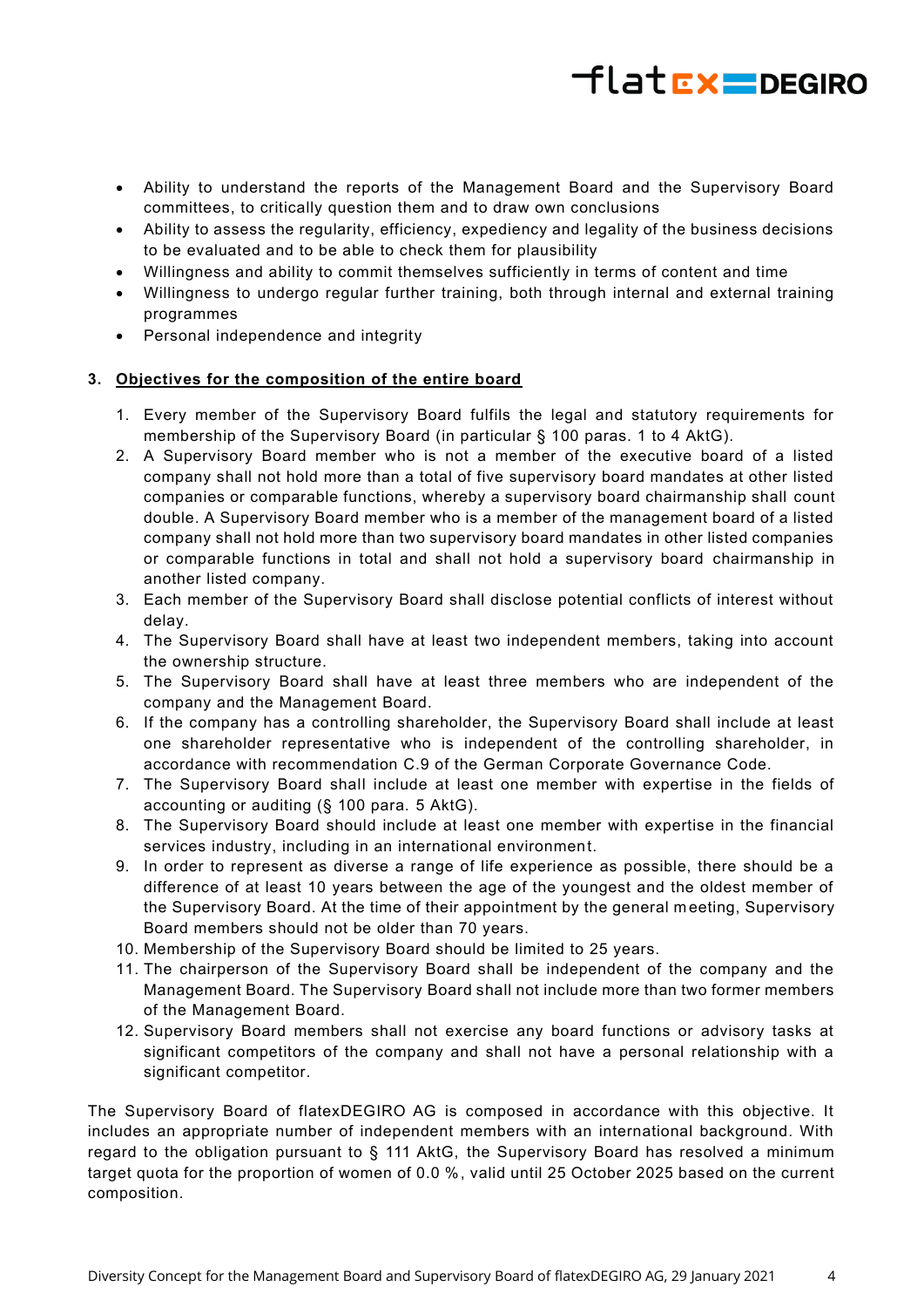- Ability to understand the reports of the Management Board and the Supervisory Board committees, to critically question them and to draw own conclusions
- Ability to assess the regularity, efficiency, expediency and legality of the business decisions to be evaluated and to be able to check them for plausibility
- Willingness and ability to commit themselves sufficiently in terms of content and time
- Willingness to undergo regular further training, both through internal and external training programmes
- Personal independence and integrity

### 3. <u>Objectives for the composition of the entire board</u>

1. Every member of the Supervisory Board fulfils the legal and statutory requirements for membership of the Supervisory Board (in particular § 100 paras. 1 to 4 AktG).
2. A Supervisory Board member who is not a member of the executive board of a listed company shall not hold more than a total of five supervisory board mandates at other listed companies or comparable functions, whereby a supervisory board chairmanship shall count double. A Supervisory Board member who is a member of the management board of a listed company shall not hold more than two supervisory board mandates in other listed companies or comparable functions in total and shall not hold a supervisory board chairmanship in another listed company.
3. Each member of the Supervisory Board shall disclose potential conflicts of interest without delay.
4. The Supervisory Board shall have at least two independent members, taking into account the ownership structure.
5. The Supervisory Board shall have at least three members who are independent of the company and the Management Board.
6. If the company has a controlling shareholder, the Supervisory Board shall include at least one shareholder representative who is independent of the controlling shareholder, in accordance with recommendation C.9 of the German Corporate Governance Code.
7. The Supervisory Board shall include at least one member with expertise in the fields of accounting or auditing (§ 100 para. 5 AktG).
8. The Supervisory Board should include at least one member with expertise in the financial services industry, including in an international environment.
9. In order to represent as diverse a range of life experience as possible, there should be a difference of at least 10 years between the age of the youngest and the oldest member of the Supervisory Board. At the time of their appointment by the general meeting, Supervisory Board members should not be older than 70 years.
10. Membership of the Supervisory Board should be limited to 25 years.
11. The chairperson of the Supervisory Board shall be independent of the company and the Management Board. The Supervisory Board shall not include more than two former members of the Management Board.
12. Supervisory Board members shall not exercise any board functions or advisory tasks at significant competitors of the company and shall not have a personal relationship with a significant competitor.

The Supervisory Board of flatexDEGIRO AG is composed in accordance with this objective. It includes an appropriate number of independent members with an international background. With regard to the obligation pursuant to § 111 AktG, the Supervisory Board has resolved a minimum target quota for the proportion of women of 0.0 %, valid until 25 October 2025 based on the current composition.